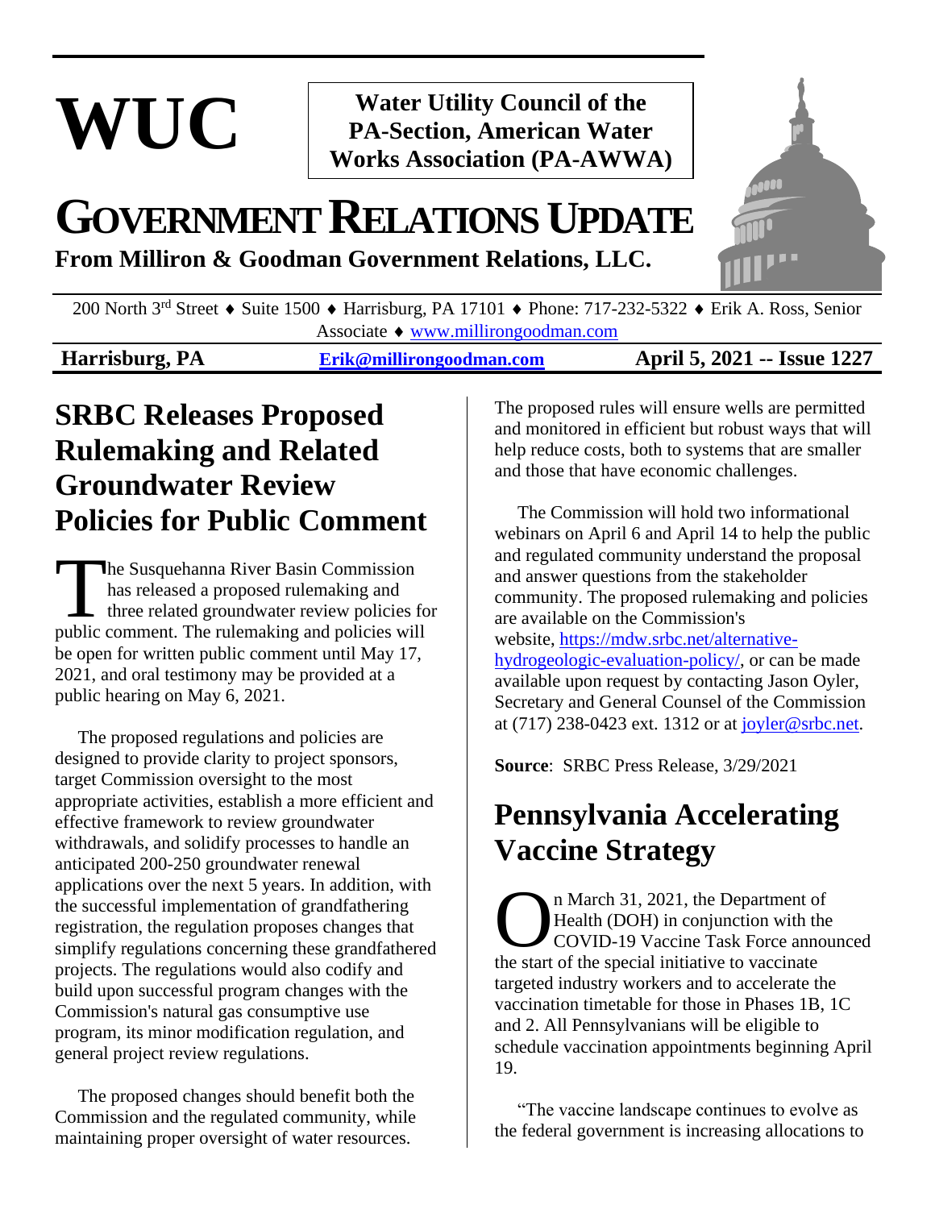# WUC

**Water Utility Council of the PA-Section, American Water Works Association (PA-AWWA)**

# GOVERNMENT RELATIONS UPDATE

**From Milliron & Goodman Government Relations, LLC.**

200 North 3rd Street ♦ Suite 1500 ♦ Harrisburg, PA 17101 ♦ Phone: 717-232-5322 ♦ Erik A. Ross, Senior Associate ♦ www.millirongoodman.com

**Harrisburg, PA** | **Erik@millirongoodman.com** | **April 5, 2021 -- Issue 1227**

## SRBC Releases Proposed Rulemaking and Related Groundwater Review Policies for Public Comment

The Susquehanna River Basin Commission has released a proposed rulemaking and three related groundwater review policies for public comment. The rulemaking and policies will be open for written public comment until May 17, 2021, and oral testimony may be provided at a public hearing on May 6, 2021.

The proposed regulations and policies are designed to provide clarity to project sponsors, target Commission oversight to the most appropriate activities, establish a more efficient and effective framework to review groundwater withdrawals, and solidify processes to handle an anticipated 200-250 groundwater renewal applications over the next 5 years. In addition, with the successful implementation of grandfathering registration, the regulation proposes changes that simplify regulations concerning these grandfathered projects. The regulations would also codify and build upon successful program changes with the Commission's natural gas consumptive use program, its minor modification regulation, and general project review regulations.

The proposed changes should benefit both the Commission and the regulated community, while maintaining proper oversight of water resources. The proposed rules will ensure wells are permitted and monitored in efficient but robust ways that will help reduce costs, both to systems that are smaller and those that have economic challenges.

The Commission will hold two informational webinars on April 6 and April 14 to help the public and regulated community understand the proposal and answer questions from the stakeholder community. The proposed rulemaking and policies are available on the Commission's website, https://mdw.srbc.net/alternative-hydrogeologic-evaluation-policy/, or can be made available upon request by contacting Jason Oyler, Secretary and General Counsel of the Commission at (717) 238-0423 ext. 1312 or at joyler@srbc.net.

**Source**: SRBC Press Release, 3/29/2021

## Pennsylvania Accelerating Vaccine Strategy

On March 31, 2021, the Department of Health (DOH) in conjunction with the COVID-19 Vaccine Task Force announced the start of the special initiative to vaccinate targeted industry workers and to accelerate the vaccination timetable for those in Phases 1B, 1C and 2. All Pennsylvanians will be eligible to schedule vaccination appointments beginning April 19.

"The vaccine landscape continues to evolve as the federal government is increasing allocations to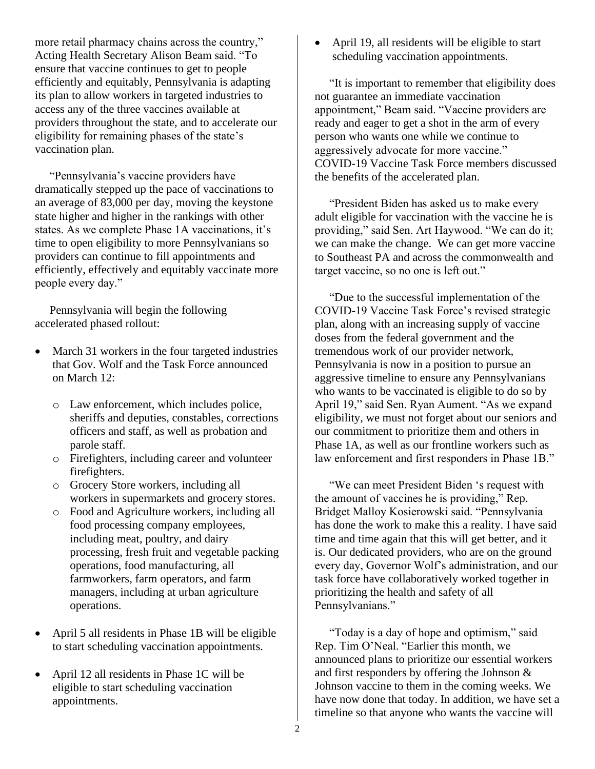more retail pharmacy chains across the country," Acting Health Secretary Alison Beam said. "To ensure that vaccine continues to get to people efficiently and equitably, Pennsylvania is adapting its plan to allow workers in targeted industries to access any of the three vaccines available at providers throughout the state, and to accelerate our eligibility for remaining phases of the state's vaccination plan.

"Pennsylvania's vaccine providers have dramatically stepped up the pace of vaccinations to an average of 83,000 per day, moving the keystone state higher and higher in the rankings with other states. As we complete Phase 1A vaccinations, it's time to open eligibility to more Pennsylvanians so providers can continue to fill appointments and efficiently, effectively and equitably vaccinate more people every day."

Pennsylvania will begin the following accelerated phased rollout:

- March 31 workers in the four targeted industries that Gov. Wolf and the Task Force announced on March 12:
  - Law enforcement, which includes police, sheriffs and deputies, constables, corrections officers and staff, as well as probation and parole staff.
  - Firefighters, including career and volunteer firefighters.
  - Grocery Store workers, including all workers in supermarkets and grocery stores.
  - Food and Agriculture workers, including all food processing company employees, including meat, poultry, and dairy processing, fresh fruit and vegetable packing operations, food manufacturing, all farmworkers, farm operators, and farm managers, including at urban agriculture operations.
- April 5 all residents in Phase 1B will be eligible to start scheduling vaccination appointments.
- April 12 all residents in Phase 1C will be eligible to start scheduling vaccination appointments.
- April 19, all residents will be eligible to start scheduling vaccination appointments.

"It is important to remember that eligibility does not guarantee an immediate vaccination appointment," Beam said. "Vaccine providers are ready and eager to get a shot in the arm of every person who wants one while we continue to aggressively advocate for more vaccine." COVID-19 Vaccine Task Force members discussed the benefits of the accelerated plan.

"President Biden has asked us to make every adult eligible for vaccination with the vaccine he is providing," said Sen. Art Haywood. "We can do it; we can make the change. We can get more vaccine to Southeast PA and across the commonwealth and target vaccine, so no one is left out."

"Due to the successful implementation of the COVID-19 Vaccine Task Force's revised strategic plan, along with an increasing supply of vaccine doses from the federal government and the tremendous work of our provider network, Pennsylvania is now in a position to pursue an aggressive timeline to ensure any Pennsylvanians who wants to be vaccinated is eligible to do so by April 19," said Sen. Ryan Aument. "As we expand eligibility, we must not forget about our seniors and our commitment to prioritize them and others in Phase 1A, as well as our frontline workers such as law enforcement and first responders in Phase 1B."

"We can meet President Biden 's request with the amount of vaccines he is providing," Rep. Bridget Malloy Kosierowski said. "Pennsylvania has done the work to make this a reality. I have said time and time again that this will get better, and it is. Our dedicated providers, who are on the ground every day, Governor Wolf's administration, and our task force have collaboratively worked together in prioritizing the health and safety of all Pennsylvanians."

"Today is a day of hope and optimism," said Rep. Tim O'Neal. "Earlier this month, we announced plans to prioritize our essential workers and first responders by offering the Johnson & Johnson vaccine to them in the coming weeks. We have now done that today. In addition, we have set a timeline so that anyone who wants the vaccine will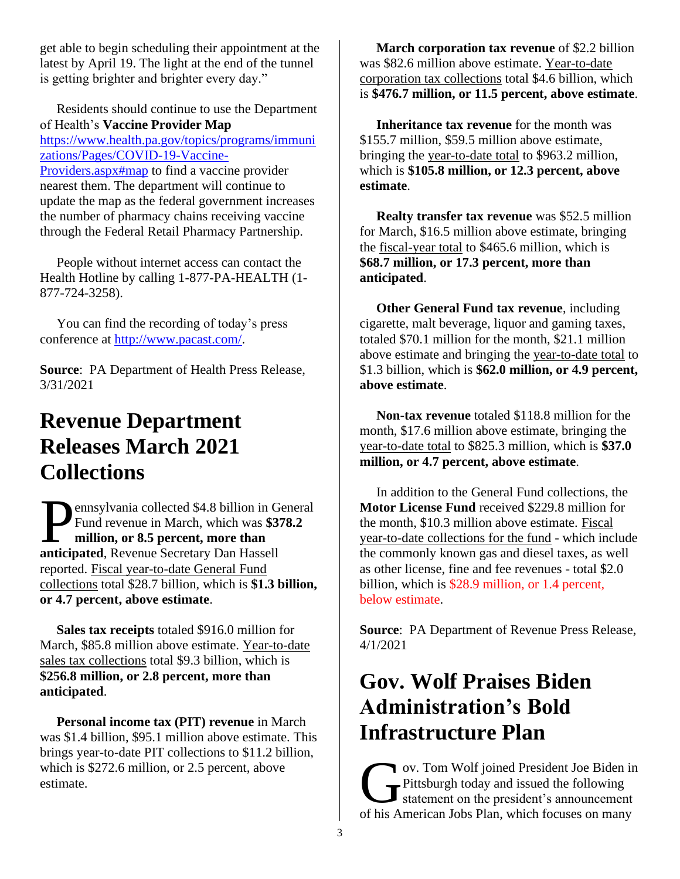get able to begin scheduling their appointment at the latest by April 19. The light at the end of the tunnel is getting brighter and brighter every day."

Residents should continue to use the Department of Health's **Vaccine Provider Map** https://www.health.pa.gov/topics/programs/immunizations/Pages/COVID-19-Vaccine-Providers.aspx#map to find a vaccine provider nearest them. The department will continue to update the map as the federal government increases the number of pharmacy chains receiving vaccine through the Federal Retail Pharmacy Partnership.

People without internet access can contact the Health Hotline by calling 1-877-PA-HEALTH (1-877-724-3258).

You can find the recording of today's press conference at http://www.pacast.com/.

**Source**: PA Department of Health Press Release, 3/31/2021

# Revenue Department Releases March 2021 Collections

Pennsylvania collected $4.8 billion in General Fund revenue in March, which was **$378.2 million, or 8.5 percent, more than anticipated**, Revenue Secretary Dan Hassell reported. Fiscal year-to-date General Fund collections total $28.7 billion, which is **$1.3 billion, or 4.7 percent, above estimate**.

**Sales tax receipts** totaled $916.0 million for March, $85.8 million above estimate. Year-to-date sales tax collections total $9.3 billion, which is **$256.8 million, or 2.8 percent, more than anticipated**.

**Personal income tax (PIT) revenue** in March was $1.4 billion, $95.1 million above estimate. This brings year-to-date PIT collections to $11.2 billion, which is $272.6 million, or 2.5 percent, above estimate.

**March corporation tax revenue** of $2.2 billion was $82.6 million above estimate. Year-to-date corporation tax collections total $4.6 billion, which is **$476.7 million, or 11.5 percent, above estimate**.

**Inheritance tax revenue** for the month was $155.7 million, $59.5 million above estimate, bringing the year-to-date total to $963.2 million, which is **$105.8 million, or 12.3 percent, above estimate**.

**Realty transfer tax revenue** was $52.5 million for March, $16.5 million above estimate, bringing the fiscal-year total to $465.6 million, which is **$68.7 million, or 17.3 percent, more than anticipated**.

**Other General Fund tax revenue**, including cigarette, malt beverage, liquor and gaming taxes, totaled $70.1 million for the month, $21.1 million above estimate and bringing the year-to-date total to $1.3 billion, which is **$62.0 million, or 4.9 percent, above estimate**.

**Non-tax revenue** totaled $118.8 million for the month, $17.6 million above estimate, bringing the year-to-date total to $825.3 million, which is **$37.0 million, or 4.7 percent, above estimate**.

In addition to the General Fund collections, the **Motor License Fund** received $229.8 million for the month, $10.3 million above estimate. Fiscal year-to-date collections for the fund - which include the commonly known gas and diesel taxes, as well as other license, fine and fee revenues - total $2.0 billion, which is $28.9 million, or 1.4 percent, below estimate.

**Source**: PA Department of Revenue Press Release, 4/1/2021

# Gov. Wolf Praises Biden Administration's Bold Infrastructure Plan

Gov. Tom Wolf joined President Joe Biden in Pittsburgh today and issued the following statement on the president's announcement of his American Jobs Plan, which focuses on many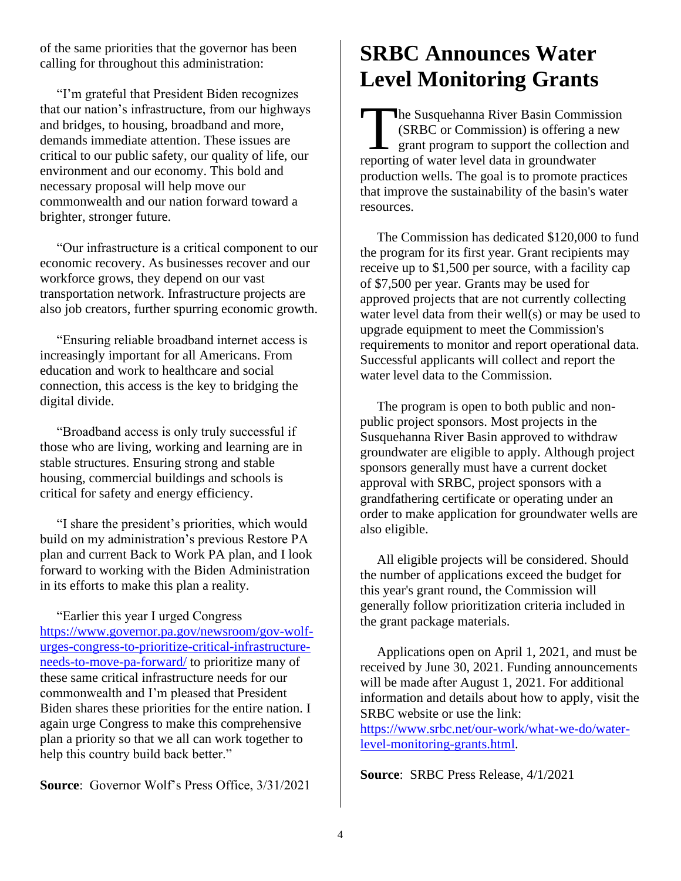of the same priorities that the governor has been calling for throughout this administration:

"I'm grateful that President Biden recognizes that our nation's infrastructure, from our highways and bridges, to housing, broadband and more, demands immediate attention. These issues are critical to our public safety, our quality of life, our environment and our economy. This bold and necessary proposal will help move our commonwealth and our nation forward toward a brighter, stronger future.

"Our infrastructure is a critical component to our economic recovery. As businesses recover and our workforce grows, they depend on our vast transportation network. Infrastructure projects are also job creators, further spurring economic growth.

"Ensuring reliable broadband internet access is increasingly important for all Americans. From education and work to healthcare and social connection, this access is the key to bridging the digital divide.

"Broadband access is only truly successful if those who are living, working and learning are in stable structures. Ensuring strong and stable housing, commercial buildings and schools is critical for safety and energy efficiency.

"I share the president's priorities, which would build on my administration's previous Restore PA plan and current Back to Work PA plan, and I look forward to working with the Biden Administration in its efforts to make this plan a reality.

"Earlier this year I urged Congress https://www.governor.pa.gov/newsroom/gov-wolf-urges-congress-to-prioritize-critical-infrastructure-needs-to-move-pa-forward/ to prioritize many of these same critical infrastructure needs for our commonwealth and I'm pleased that President Biden shares these priorities for the entire nation. I again urge Congress to make this comprehensive plan a priority so that we all can work together to help this country build back better."

**Source**: Governor Wolf's Press Office, 3/31/2021

# SRBC Announces Water Level Monitoring Grants

The Susquehanna River Basin Commission (SRBC or Commission) is offering a new grant program to support the collection and reporting of water level data in groundwater production wells. The goal is to promote practices that improve the sustainability of the basin's water resources.

The Commission has dedicated $120,000 to fund the program for its first year. Grant recipients may receive up to $1,500 per source, with a facility cap of $7,500 per year. Grants may be used for approved projects that are not currently collecting water level data from their well(s) or may be used to upgrade equipment to meet the Commission's requirements to monitor and report operational data. Successful applicants will collect and report the water level data to the Commission.

The program is open to both public and non-public project sponsors. Most projects in the Susquehanna River Basin approved to withdraw groundwater are eligible to apply. Although project sponsors generally must have a current docket approval with SRBC, project sponsors with a grandfathering certificate or operating under an order to make application for groundwater wells are also eligible.

All eligible projects will be considered. Should the number of applications exceed the budget for this year's grant round, the Commission will generally follow prioritization criteria included in the grant package materials.

Applications open on April 1, 2021, and must be received by June 30, 2021. Funding announcements will be made after August 1, 2021. For additional information and details about how to apply, visit the SRBC website or use the link: https://www.srbc.net/our-work/what-we-do/water-level-monitoring-grants.html.

**Source**: SRBC Press Release, 4/1/2021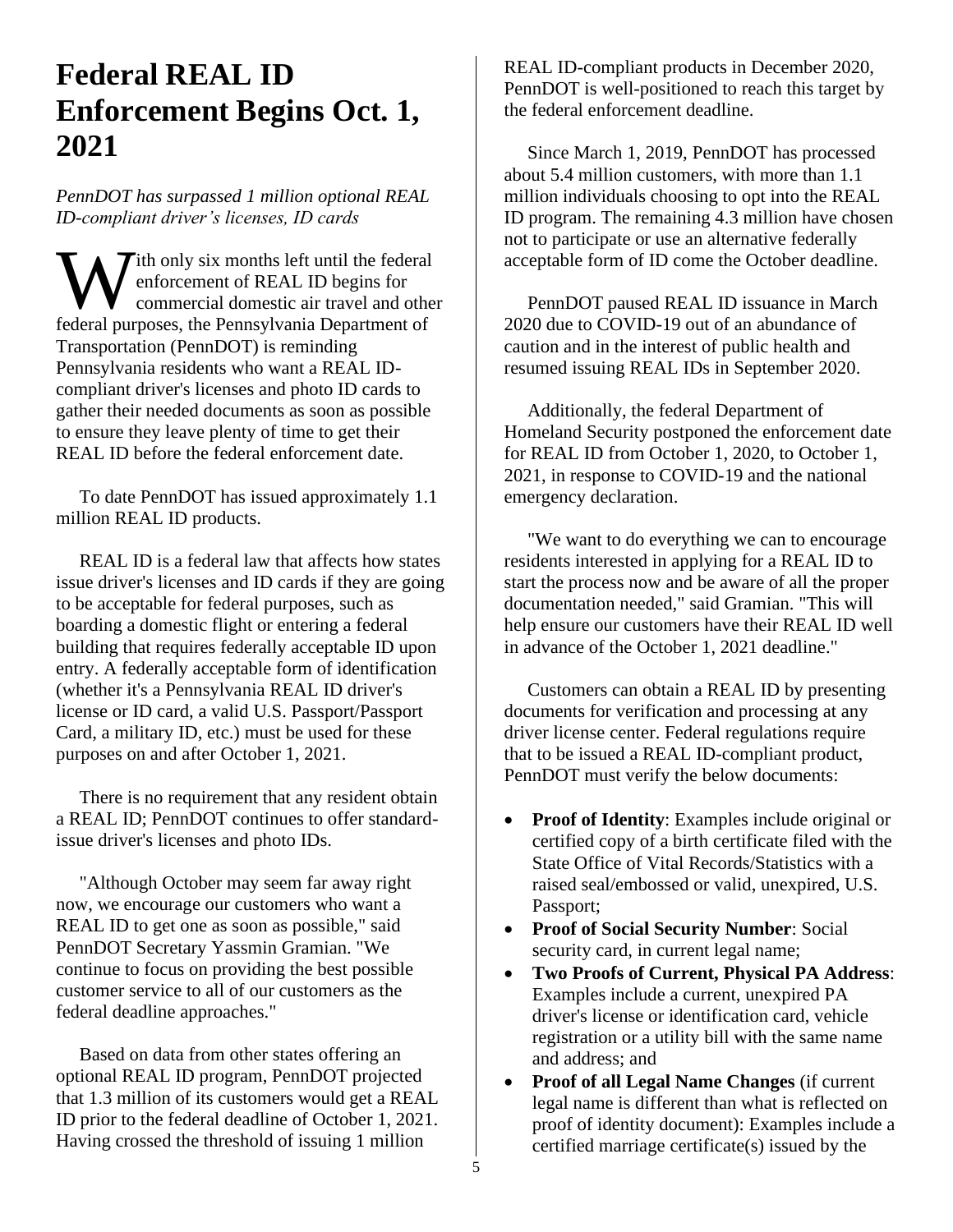# Federal REAL ID Enforcement Begins Oct. 1, 2021

*PennDOT has surpassed 1 million optional REAL ID-compliant driver's licenses, ID cards*

With only six months left until the federal enforcement of REAL ID begins for commercial domestic air travel and other federal purposes, the Pennsylvania Department of Transportation (PennDOT) is reminding Pennsylvania residents who want a REAL ID-compliant driver's licenses and photo ID cards to gather their needed documents as soon as possible to ensure they leave plenty of time to get their REAL ID before the federal enforcement date.

To date PennDOT has issued approximately 1.1 million REAL ID products.

REAL ID is a federal law that affects how states issue driver's licenses and ID cards if they are going to be acceptable for federal purposes, such as boarding a domestic flight or entering a federal building that requires federally acceptable ID upon entry. A federally acceptable form of identification (whether it's a Pennsylvania REAL ID driver's license or ID card, a valid U.S. Passport/Passport Card, a military ID, etc.) must be used for these purposes on and after October 1, 2021.

There is no requirement that any resident obtain a REAL ID; PennDOT continues to offer standard-issue driver's licenses and photo IDs.

"Although October may seem far away right now, we encourage our customers who want a REAL ID to get one as soon as possible," said PennDOT Secretary Yassmin Gramian. "We continue to focus on providing the best possible customer service to all of our customers as the federal deadline approaches."

Based on data from other states offering an optional REAL ID program, PennDOT projected that 1.3 million of its customers would get a REAL ID prior to the federal deadline of October 1, 2021. Having crossed the threshold of issuing 1 million REAL ID-compliant products in December 2020, PennDOT is well-positioned to reach this target by the federal enforcement deadline.

Since March 1, 2019, PennDOT has processed about 5.4 million customers, with more than 1.1 million individuals choosing to opt into the REAL ID program. The remaining 4.3 million have chosen not to participate or use an alternative federally acceptable form of ID come the October deadline.

PennDOT paused REAL ID issuance in March 2020 due to COVID-19 out of an abundance of caution and in the interest of public health and resumed issuing REAL IDs in September 2020.

Additionally, the federal Department of Homeland Security postponed the enforcement date for REAL ID from October 1, 2020, to October 1, 2021, in response to COVID-19 and the national emergency declaration.

"We want to do everything we can to encourage residents interested in applying for a REAL ID to start the process now and be aware of all the proper documentation needed," said Gramian. "This will help ensure our customers have their REAL ID well in advance of the October 1, 2021 deadline."

Customers can obtain a REAL ID by presenting documents for verification and processing at any driver license center. Federal regulations require that to be issued a REAL ID-compliant product, PennDOT must verify the below documents:

- **Proof of Identity**: Examples include original or certified copy of a birth certificate filed with the State Office of Vital Records/Statistics with a raised seal/embossed or valid, unexpired, U.S. Passport;
- **Proof of Social Security Number**: Social security card, in current legal name;
- **Two Proofs of Current, Physical PA Address**: Examples include a current, unexpired PA driver's license or identification card, vehicle registration or a utility bill with the same name and address; and
- **Proof of all Legal Name Changes** (if current legal name is different than what is reflected on proof of identity document): Examples include a certified marriage certificate(s) issued by the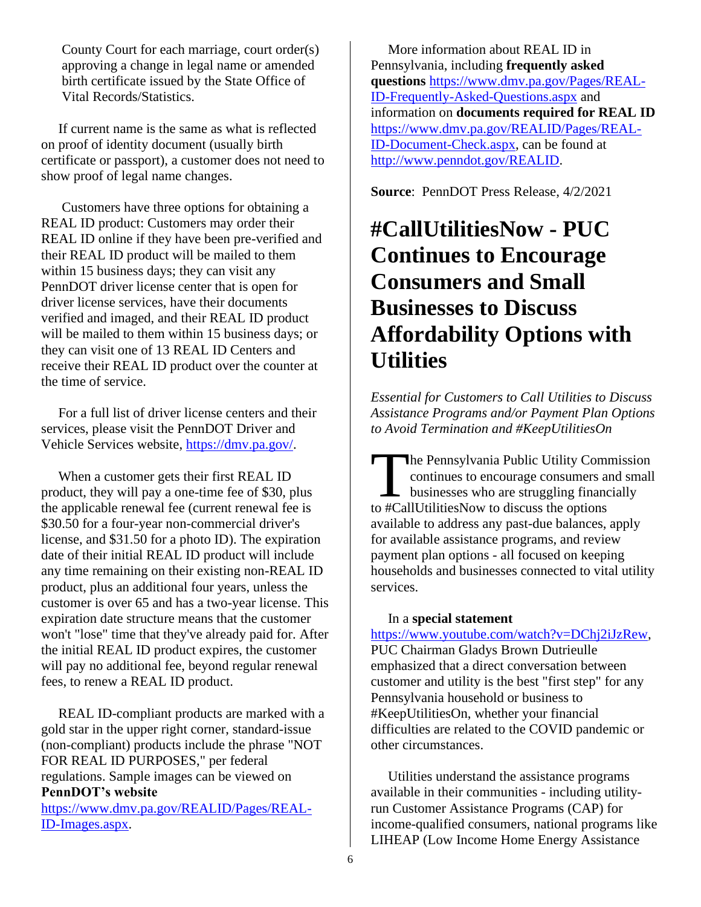County Court for each marriage, court order(s) approving a change in legal name or amended birth certificate issued by the State Office of Vital Records/Statistics.

If current name is the same as what is reflected on proof of identity document (usually birth certificate or passport), a customer does not need to show proof of legal name changes.

Customers have three options for obtaining a REAL ID product: Customers may order their REAL ID online if they have been pre-verified and their REAL ID product will be mailed to them within 15 business days; they can visit any PennDOT driver license center that is open for driver license services, have their documents verified and imaged, and their REAL ID product will be mailed to them within 15 business days; or they can visit one of 13 REAL ID Centers and receive their REAL ID product over the counter at the time of service.

For a full list of driver license centers and their services, please visit the PennDOT Driver and Vehicle Services website, https://dmv.pa.gov/.

When a customer gets their first REAL ID product, they will pay a one-time fee of $30, plus the applicable renewal fee (current renewal fee is $30.50 for a four-year non-commercial driver's license, and $31.50 for a photo ID). The expiration date of their initial REAL ID product will include any time remaining on their existing non-REAL ID product, plus an additional four years, unless the customer is over 65 and has a two-year license. This expiration date structure means that the customer won't "lose" time that they've already paid for. After the initial REAL ID product expires, the customer will pay no additional fee, beyond regular renewal fees, to renew a REAL ID product.

REAL ID-compliant products are marked with a gold star in the upper right corner, standard-issue (non-compliant) products include the phrase "NOT FOR REAL ID PURPOSES," per federal regulations. Sample images can be viewed on **PennDOT's website** https://www.dmv.pa.gov/REALID/Pages/REAL-ID-Images.aspx.

More information about REAL ID in Pennsylvania, including **frequently asked questions** https://www.dmv.pa.gov/Pages/REAL-ID-Frequently-Asked-Questions.aspx and information on **documents required for REAL ID** https://www.dmv.pa.gov/REALID/Pages/REAL-ID-Document-Check.aspx, can be found at http://www.penndot.gov/REALID.

**Source**: PennDOT Press Release, 4/2/2021

# #CallUtilitiesNow - PUC Continues to Encourage Consumers and Small Businesses to Discuss Affordability Options with Utilities

*Essential for Customers to Call Utilities to Discuss Assistance Programs and/or Payment Plan Options to Avoid Termination and #KeepUtilitiesOn*

The Pennsylvania Public Utility Commission continues to encourage consumers and small businesses who are struggling financially to #CallUtilitiesNow to discuss the options available to address any past-due balances, apply for available assistance programs, and review payment plan options - all focused on keeping households and businesses connected to vital utility services.

In a **special statement** https://www.youtube.com/watch?v=DChj2iJzRew, PUC Chairman Gladys Brown Dutrieulle emphasized that a direct conversation between customer and utility is the best "first step" for any Pennsylvania household or business to #KeepUtilitiesOn, whether your financial difficulties are related to the COVID pandemic or other circumstances.

Utilities understand the assistance programs available in their communities - including utility-run Customer Assistance Programs (CAP) for income-qualified consumers, national programs like LIHEAP (Low Income Home Energy Assistance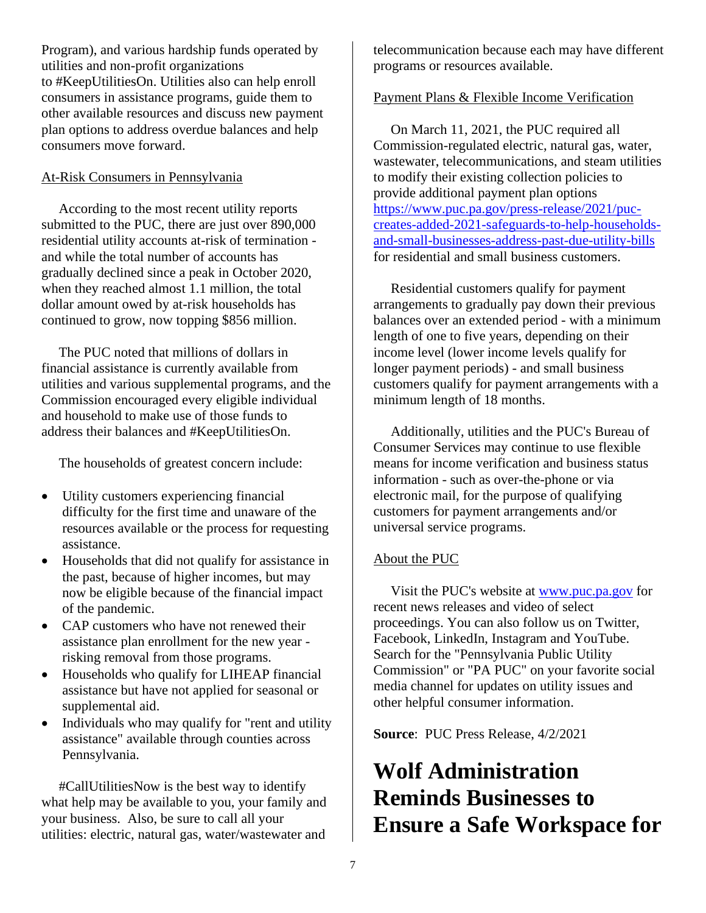Program), and various hardship funds operated by utilities and non-profit organizations to #KeepUtilitiesOn. Utilities also can help enroll consumers in assistance programs, guide them to other available resources and discuss new payment plan options to address overdue balances and help consumers move forward.

At-Risk Consumers in Pennsylvania

According to the most recent utility reports submitted to the PUC, there are just over 890,000 residential utility accounts at-risk of termination - and while the total number of accounts has gradually declined since a peak in October 2020, when they reached almost 1.1 million, the total dollar amount owed by at-risk households has continued to grow, now topping $856 million.

The PUC noted that millions of dollars in financial assistance is currently available from utilities and various supplemental programs, and the Commission encouraged every eligible individual and household to make use of those funds to address their balances and #KeepUtilitiesOn.

The households of greatest concern include:

- Utility customers experiencing financial difficulty for the first time and unaware of the resources available or the process for requesting assistance.
- Households that did not qualify for assistance in the past, because of higher incomes, but may now be eligible because of the financial impact of the pandemic.
- CAP customers who have not renewed their assistance plan enrollment for the new year - risking removal from those programs.
- Households who qualify for LIHEAP financial assistance but have not applied for seasonal or supplemental aid.
- Individuals who may qualify for "rent and utility assistance" available through counties across Pennsylvania.

#CallUtilitiesNow is the best way to identify what help may be available to you, your family and your business. Also, be sure to call all your utilities: electric, natural gas, water/wastewater and telecommunication because each may have different programs or resources available.

Payment Plans & Flexible Income Verification

On March 11, 2021, the PUC required all Commission-regulated electric, natural gas, water, wastewater, telecommunications, and steam utilities to modify their existing collection policies to provide additional payment plan options https://www.puc.pa.gov/press-release/2021/puc-creates-added-2021-safeguards-to-help-households-and-small-businesses-address-past-due-utility-bills for residential and small business customers.

Residential customers qualify for payment arrangements to gradually pay down their previous balances over an extended period - with a minimum length of one to five years, depending on their income level (lower income levels qualify for longer payment periods) - and small business customers qualify for payment arrangements with a minimum length of 18 months.

Additionally, utilities and the PUC's Bureau of Consumer Services may continue to use flexible means for income verification and business status information - such as over-the-phone or via electronic mail, for the purpose of qualifying customers for payment arrangements and/or universal service programs.

About the PUC

Visit the PUC's website at www.puc.pa.gov for recent news releases and video of select proceedings. You can also follow us on Twitter, Facebook, LinkedIn, Instagram and YouTube. Search for the "Pennsylvania Public Utility Commission" or "PA PUC" on your favorite social media channel for updates on utility issues and other helpful consumer information.

**Source**: PUC Press Release, 4/2/2021

# Wolf Administration Reminds Businesses to Ensure a Safe Workspace for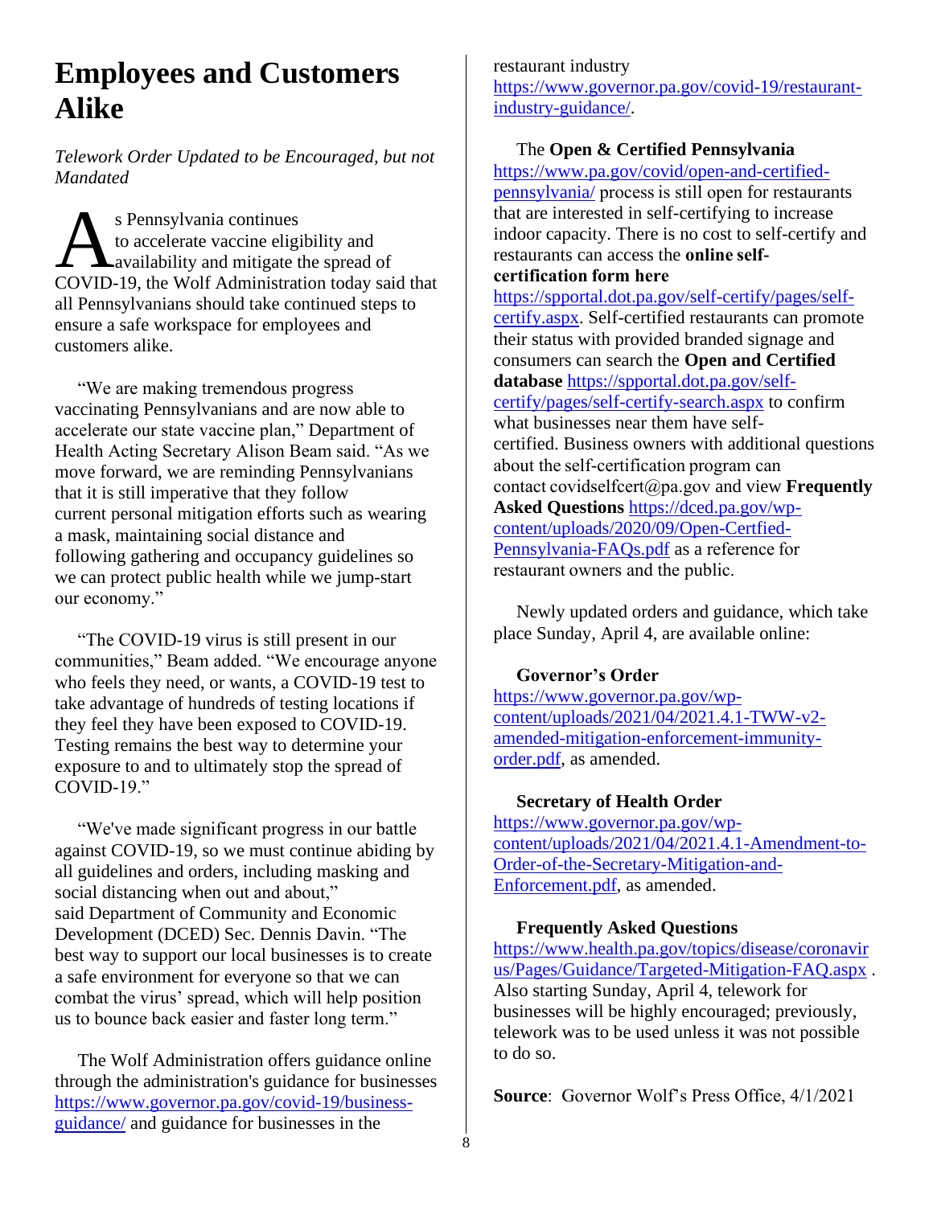# Employees and Customers Alike

*Telework Order Updated to be Encouraged, but not Mandated*

As Pennsylvania continues to accelerate vaccine eligibility and availability and mitigate the spread of COVID-19, the Wolf Administration today said that all Pennsylvanians should take continued steps to ensure a safe workspace for employees and customers alike.

"We are making tremendous progress vaccinating Pennsylvanians and are now able to accelerate our state vaccine plan," Department of Health Acting Secretary Alison Beam said. "As we move forward, we are reminding Pennsylvanians that it is still imperative that they follow current personal mitigation efforts such as wearing a mask, maintaining social distance and following gathering and occupancy guidelines so we can protect public health while we jump-start our economy."

"The COVID-19 virus is still present in our communities," Beam added. "We encourage anyone who feels they need, or wants, a COVID-19 test to take advantage of hundreds of testing locations if they feel they have been exposed to COVID-19. Testing remains the best way to determine your exposure to and to ultimately stop the spread of COVID-19."

"We've made significant progress in our battle against COVID-19, so we must continue abiding by all guidelines and orders, including masking and social distancing when out and about," said Department of Community and Economic Development (DCED) Sec. Dennis Davin. "The best way to support our local businesses is to create a safe environment for everyone so that we can combat the virus' spread, which will help position us to bounce back easier and faster long term."

The Wolf Administration offers guidance online through the administration's guidance for businesses https://www.governor.pa.gov/covid-19/business-guidance/ and guidance for businesses in the restaurant industry https://www.governor.pa.gov/covid-19/restaurant-industry-guidance/.

The **Open & Certified Pennsylvania** https://www.pa.gov/covid/open-and-certified-pennsylvania/ process is still open for restaurants that are interested in self-certifying to increase indoor capacity. There is no cost to self-certify and restaurants can access the **online self-certification form here** https://spportal.dot.pa.gov/self-certify/pages/self-certify.aspx. Self-certified restaurants can promote their status with provided branded signage and consumers can search the **Open and Certified database** https://spportal.dot.pa.gov/self-certify/pages/self-certify-search.aspx to confirm what businesses near them have self-certified. Business owners with additional questions about the self-certification program can contact covidselfcert@pa.gov and view **Frequently Asked Questions** https://dced.pa.gov/wp-content/uploads/2020/09/Open-Certfied-Pennsylvania-FAQs.pdf as a reference for restaurant owners and the public.

Newly updated orders and guidance, which take place Sunday, April 4, are available online:

**Governor's Order**
https://www.governor.pa.gov/wp-content/uploads/2021/04/2021.4.1-TWW-v2-amended-mitigation-enforcement-immunity-order.pdf, as amended.

**Secretary of Health Order**
https://www.governor.pa.gov/wp-content/uploads/2021/04/2021.4.1-Amendment-to-Order-of-the-Secretary-Mitigation-and-Enforcement.pdf, as amended.

**Frequently Asked Questions**
https://www.health.pa.gov/topics/disease/coronavirus/Pages/Guidance/Targeted-Mitigation-FAQ.aspx . Also starting Sunday, April 4, telework for businesses will be highly encouraged; previously, telework was to be used unless it was not possible to do so.

**Source**: Governor Wolf's Press Office, 4/1/2021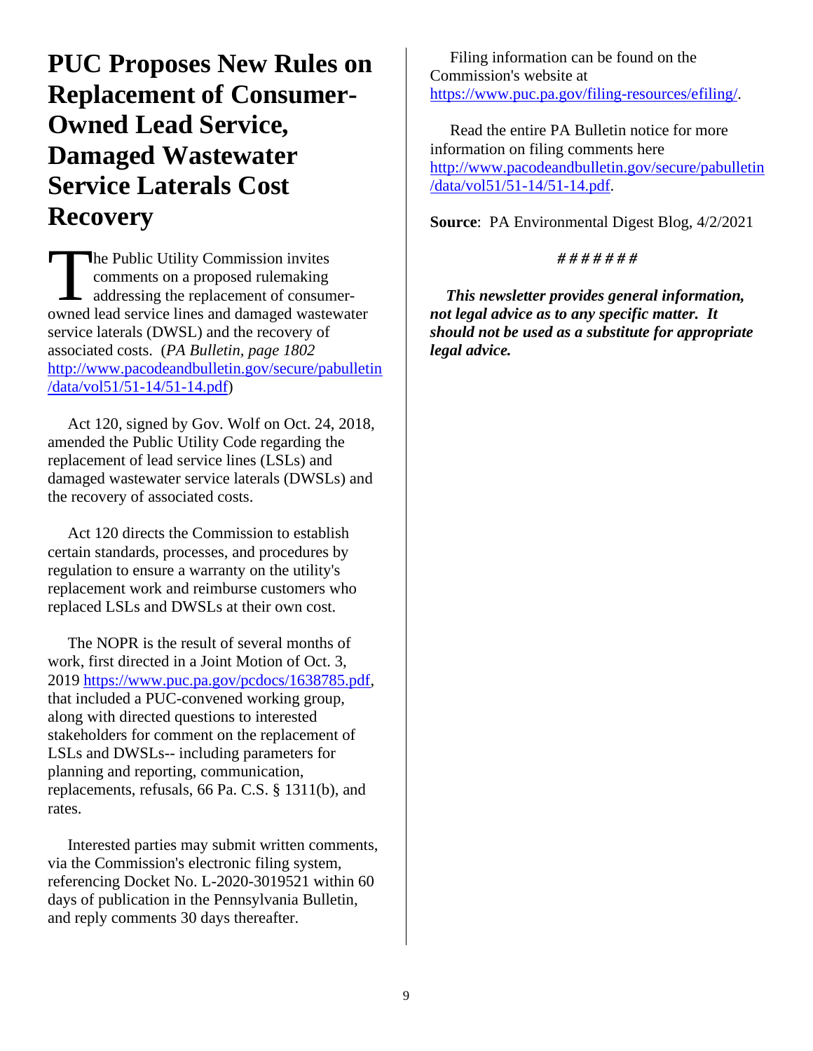# PUC Proposes New Rules on Replacement of Consumer-Owned Lead Service, Damaged Wastewater Service Laterals Cost Recovery

The Public Utility Commission invites comments on a proposed rulemaking addressing the replacement of consumer-owned lead service lines and damaged wastewater service laterals (DWSL) and the recovery of associated costs. (*PA Bulletin, page 1802* http://www.pacodeandbulletin.gov/secure/pabulletin/data/vol51/51-14/51-14.pdf)

Act 120, signed by Gov. Wolf on Oct. 24, 2018, amended the Public Utility Code regarding the replacement of lead service lines (LSLs) and damaged wastewater service laterals (DWSLs) and the recovery of associated costs.

Act 120 directs the Commission to establish certain standards, processes, and procedures by regulation to ensure a warranty on the utility's replacement work and reimburse customers who replaced LSLs and DWSLs at their own cost.

The NOPR is the result of several months of work, first directed in a Joint Motion of Oct. 3, 2019 https://www.puc.pa.gov/pcdocs/1638785.pdf, that included a PUC-convened working group, along with directed questions to interested stakeholders for comment on the replacement of LSLs and DWSLs-- including parameters for planning and reporting, communication, replacements, refusals, 66 Pa. C.S. § 1311(b), and rates.

Interested parties may submit written comments, via the Commission's electronic filing system, referencing Docket No. L-2020-3019521 within 60 days of publication in the Pennsylvania Bulletin, and reply comments 30 days thereafter.

Filing information can be found on the Commission's website at https://www.puc.pa.gov/filing-resources/efiling/.

Read the entire PA Bulletin notice for more information on filing comments here http://www.pacodeandbulletin.gov/secure/pabulletin/data/vol51/51-14/51-14.pdf.

**Source**: PA Environmental Digest Blog, 4/2/2021

***# # # # # # #***

***This newsletter provides general information, not legal advice as to any specific matter. It should not be used as a substitute for appropriate legal advice.***